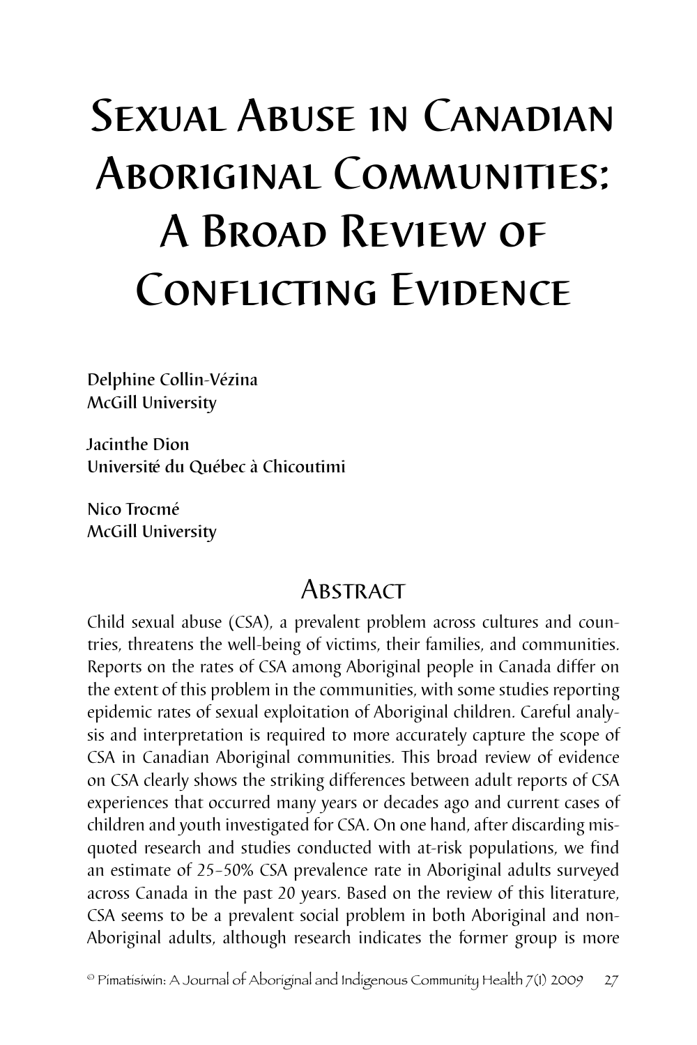# Sexual Abuse in Canadian Aboriginal Communities: A Broad Review of Conflicting Evidence

Delphine Collin-Vézina
McGill University

Jacinthe Dion
Université du Québec à Chicoutimi

Nico Trocmé
McGill University

## Abstract

Child sexual abuse (CSA), a prevalent problem across cultures and countries, threatens the well-being of victims, their families, and communities. Reports on the rates of CSA among Aboriginal people in Canada differ on the extent of this problem in the communities, with some studies reporting epidemic rates of sexual exploitation of Aboriginal children. Careful analysis and interpretation is required to more accurately capture the scope of CSA in Canadian Aboriginal communities. This broad review of evidence on CSA clearly shows the striking differences between adult reports of CSA experiences that occurred many years or decades ago and current cases of children and youth investigated for CSA. On one hand, after discarding misquoted research and studies conducted with at-risk populations, we find an estimate of 25–50% CSA prevalence rate in Aboriginal adults surveyed across Canada in the past 20 years. Based on the review of this literature, CSA seems to be a prevalent social problem in both Aboriginal and non-Aboriginal adults, although research indicates the former group is more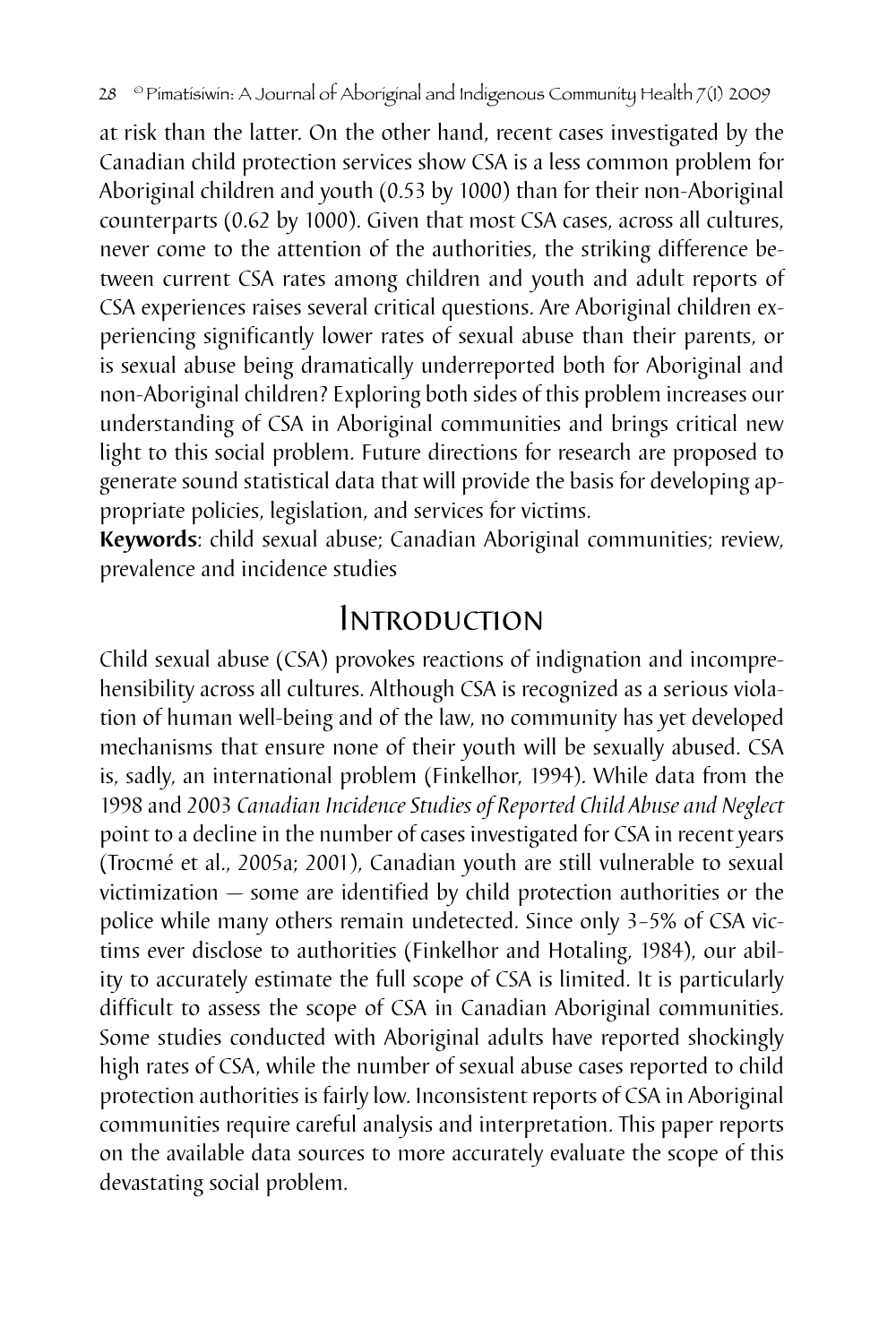at risk than the latter. On the other hand, recent cases investigated by the Canadian child protection services show CSA is a less common problem for Aboriginal children and youth (0.53 by 1000) than for their non-Aboriginal counterparts (0.62 by 1000). Given that most CSA cases, across all cultures, never come to the attention of the authorities, the striking difference between current CSA rates among children and youth and adult reports of CSA experiences raises several critical questions. Are Aboriginal children experiencing significantly lower rates of sexual abuse than their parents, or is sexual abuse being dramatically underreported both for Aboriginal and non-Aboriginal children? Exploring both sides of this problem increases our understanding of CSA in Aboriginal communities and brings critical new light to this social problem. Future directions for research are proposed to generate sound statistical data that will provide the basis for developing appropriate policies, legislation, and services for victims.

**Keywords**: child sexual abuse; Canadian Aboriginal communities; review, prevalence and incidence studies

## Introduction

Child sexual abuse (CSA) provokes reactions of indignation and incomprehensibility across all cultures. Although CSA is recognized as a serious violation of human well-being and of the law, no community has yet developed mechanisms that ensure none of their youth will be sexually abused. CSA is, sadly, an international problem (Finkelhor, 1994). While data from the 1998 and 2003 *Canadian Incidence Studies of Reported Child Abuse and Neglect* point to a decline in the number of cases investigated for CSA in recent years (Trocmé et al., 2005a; 2001), Canadian youth are still vulnerable to sexual victimization — some are identified by child protection authorities or the police while many others remain undetected. Since only 3–5% of CSA victims ever disclose to authorities (Finkelhor and Hotaling, 1984), our ability to accurately estimate the full scope of CSA is limited. It is particularly difficult to assess the scope of CSA in Canadian Aboriginal communities. Some studies conducted with Aboriginal adults have reported shockingly high rates of CSA, while the number of sexual abuse cases reported to child protection authorities is fairly low. Inconsistent reports of CSA in Aboriginal communities require careful analysis and interpretation. This paper reports on the available data sources to more accurately evaluate the scope of this devastating social problem.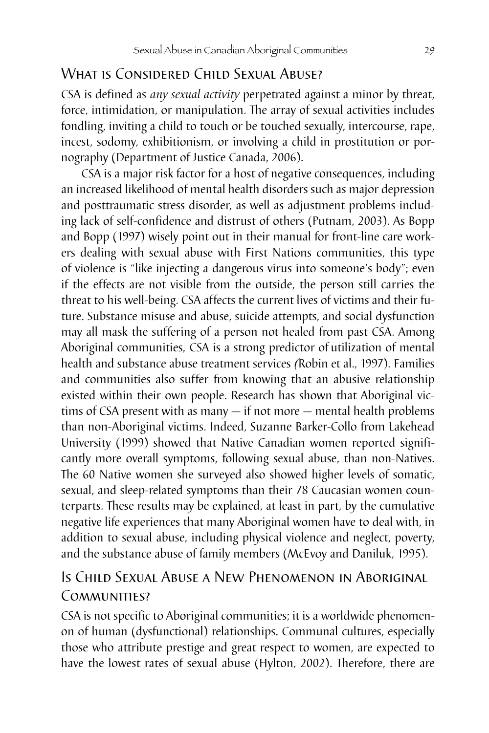## What is Considered Child Sexual Abuse?

CSA is defined as *any sexual activity* perpetrated against a minor by threat, force, intimidation, or manipulation. The array of sexual activities includes fondling, inviting a child to touch or be touched sexually, intercourse, rape, incest, sodomy, exhibitionism, or involving a child in prostitution or pornography (Department of Justice Canada, 2006).

CSA is a major risk factor for a host of negative consequences, including an increased likelihood of mental health disorders such as major depression and posttraumatic stress disorder, as well as adjustment problems including lack of self-confidence and distrust of others (Putnam, 2003). As Bopp and Bopp (1997) wisely point out in their manual for front-line care workers dealing with sexual abuse with First Nations communities, this type of violence is "like injecting a dangerous virus into someone's body"; even if the effects are not visible from the outside, the person still carries the threat to his well-being. CSA affects the current lives of victims and their future. Substance misuse and abuse, suicide attempts, and social dysfunction may all mask the suffering of a person not healed from past CSA. Among Aboriginal communities, CSA is a strong predictor of utilization of mental health and substance abuse treatment services (Robin et al., 1997). Families and communities also suffer from knowing that an abusive relationship existed within their own people. Research has shown that Aboriginal victims of CSA present with as many — if not more — mental health problems than non-Aboriginal victims. Indeed, Suzanne Barker-Collo from Lakehead University (1999) showed that Native Canadian women reported significantly more overall symptoms, following sexual abuse, than non-Natives. The 60 Native women she surveyed also showed higher levels of somatic, sexual, and sleep-related symptoms than their 78 Caucasian women counterparts. These results may be explained, at least in part, by the cumulative negative life experiences that many Aboriginal women have to deal with, in addition to sexual abuse, including physical violence and neglect, poverty, and the substance abuse of family members (McEvoy and Daniluk, 1995).

## Is Child Sexual Abuse a New Phenomenon in Aboriginal Communities?

CSA is not specific to Aboriginal communities; it is a worldwide phenomenon of human (dysfunctional) relationships. Communal cultures, especially those who attribute prestige and great respect to women, are expected to have the lowest rates of sexual abuse (Hylton, 2002). Therefore, there are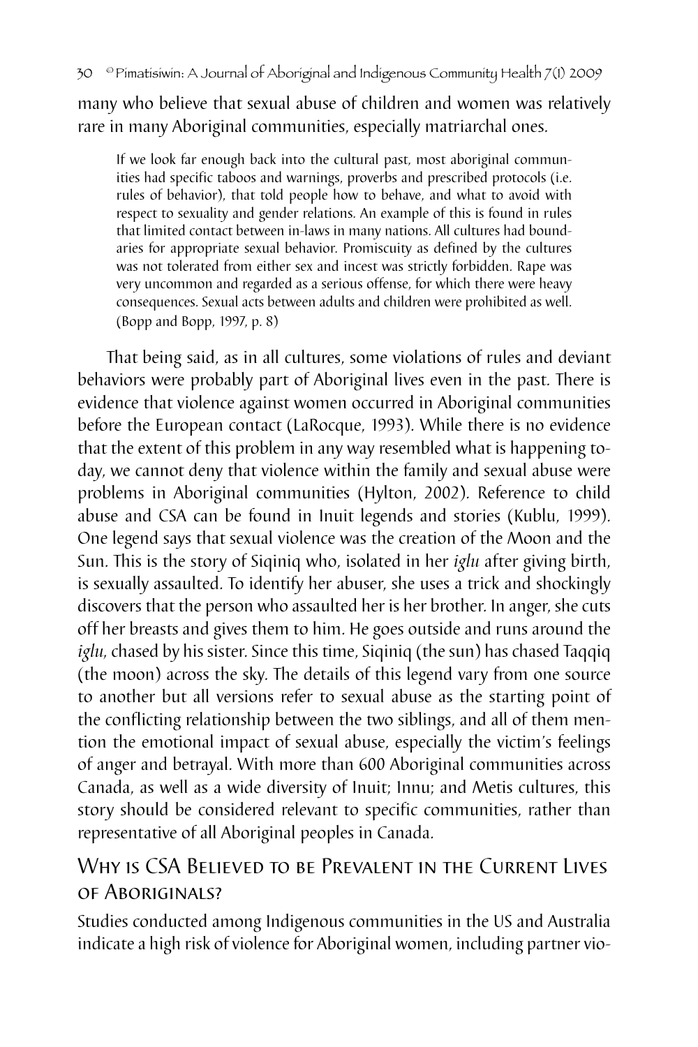many who believe that sexual abuse of children and women was relatively rare in many Aboriginal communities, especially matriarchal ones.

> If we look far enough back into the cultural past, most aboriginal communities had specific taboos and warnings, proverbs and prescribed protocols (i.e. rules of behavior), that told people how to behave, and what to avoid with respect to sexuality and gender relations. An example of this is found in rules that limited contact between in-laws in many nations. All cultures had boundaries for appropriate sexual behavior. Promiscuity as defined by the cultures was not tolerated from either sex and incest was strictly forbidden. Rape was very uncommon and regarded as a serious offense, for which there were heavy consequences. Sexual acts between adults and children were prohibited as well. (Bopp and Bopp, 1997, p. 8)

That being said, as in all cultures, some violations of rules and deviant behaviors were probably part of Aboriginal lives even in the past. There is evidence that violence against women occurred in Aboriginal communities before the European contact (LaRocque, 1993). While there is no evidence that the extent of this problem in any way resembled what is happening today, we cannot deny that violence within the family and sexual abuse were problems in Aboriginal communities (Hylton, 2002). Reference to child abuse and CSA can be found in Inuit legends and stories (Kublu, 1999). One legend says that sexual violence was the creation of the Moon and the Sun. This is the story of Siqiniq who, isolated in her *iglu* after giving birth, is sexually assaulted. To identify her abuser, she uses a trick and shockingly discovers that the person who assaulted her is her brother. In anger, she cuts off her breasts and gives them to him. He goes outside and runs around the *iglu*, chased by his sister. Since this time, Siqiniq (the sun) has chased Taqqiq (the moon) across the sky. The details of this legend vary from one source to another but all versions refer to sexual abuse as the starting point of the conflicting relationship between the two siblings, and all of them mention the emotional impact of sexual abuse, especially the victim's feelings of anger and betrayal. With more than 600 Aboriginal communities across Canada, as well as a wide diversity of Inuit; Innu; and Metis cultures, this story should be considered relevant to specific communities, rather than representative of all Aboriginal peoples in Canada.

## Why is CSA Believed to be Prevalent in the Current Lives of Aboriginals?

Studies conducted among Indigenous communities in the US and Australia indicate a high risk of violence for Aboriginal women, including partner vio-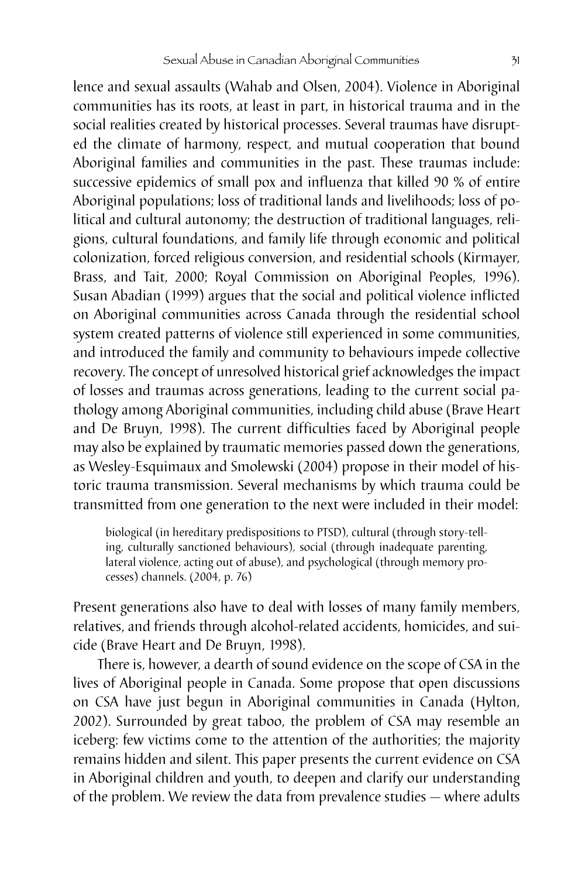lence and sexual assaults (Wahab and Olsen, 2004). Violence in Aboriginal communities has its roots, at least in part, in historical trauma and in the social realities created by historical processes. Several traumas have disrupted the climate of harmony, respect, and mutual cooperation that bound Aboriginal families and communities in the past. These traumas include: successive epidemics of small pox and influenza that killed 90 % of entire Aboriginal populations; loss of traditional lands and livelihoods; loss of political and cultural autonomy; the destruction of traditional languages, religions, cultural foundations, and family life through economic and political colonization, forced religious conversion, and residential schools (Kirmayer, Brass, and Tait, 2000; Royal Commission on Aboriginal Peoples, 1996). Susan Abadian (1999) argues that the social and political violence inflicted on Aboriginal communities across Canada through the residential school system created patterns of violence still experienced in some communities, and introduced the family and community to behaviours impede collective recovery. The concept of unresolved historical grief acknowledges the impact of losses and traumas across generations, leading to the current social pathology among Aboriginal communities, including child abuse (Brave Heart and De Bruyn, 1998). The current difficulties faced by Aboriginal people may also be explained by traumatic memories passed down the generations, as Wesley-Esquimaux and Smolewski (2004) propose in their model of historic trauma transmission. Several mechanisms by which trauma could be transmitted from one generation to the next were included in their model:

> biological (in hereditary predispositions to PTSD), cultural (through story-telling, culturally sanctioned behaviours), social (through inadequate parenting, lateral violence, acting out of abuse), and psychological (through memory processes) channels. (2004, p. 76)

Present generations also have to deal with losses of many family members, relatives, and friends through alcohol-related accidents, homicides, and suicide (Brave Heart and De Bruyn, 1998).

There is, however, a dearth of sound evidence on the scope of CSA in the lives of Aboriginal people in Canada. Some propose that open discussions on CSA have just begun in Aboriginal communities in Canada (Hylton, 2002). Surrounded by great taboo, the problem of CSA may resemble an iceberg: few victims come to the attention of the authorities; the majority remains hidden and silent. This paper presents the current evidence on CSA in Aboriginal children and youth, to deepen and clarify our understanding of the problem. We review the data from prevalence studies — where adults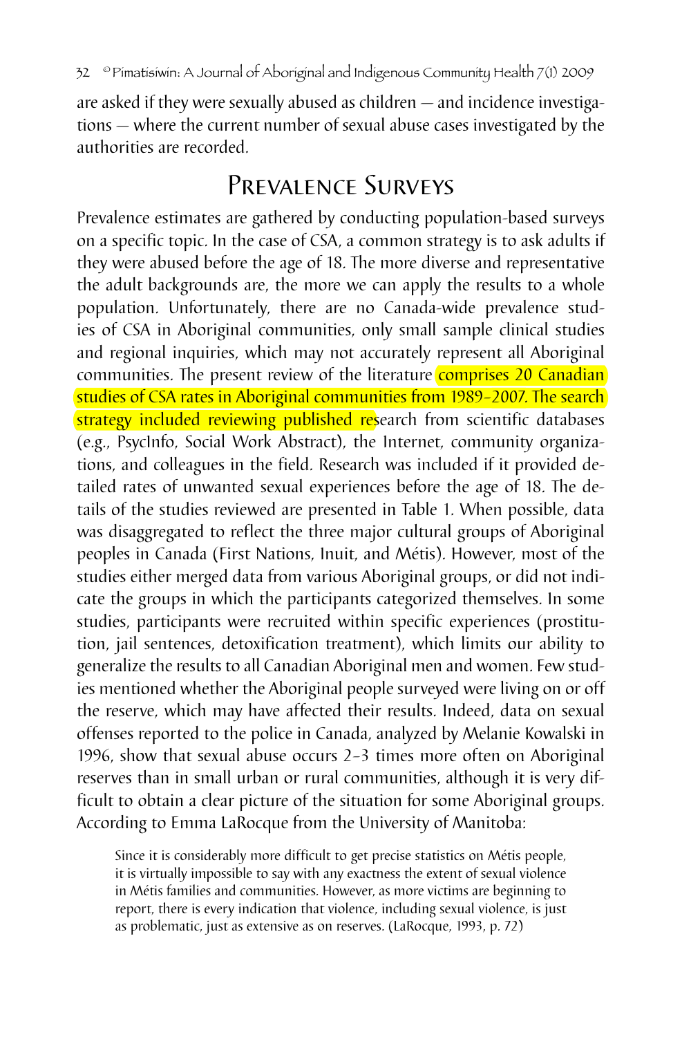are asked if they were sexually abused as children — and incidence investigations — where the current number of sexual abuse cases investigated by the authorities are recorded.

## Prevalence Surveys

Prevalence estimates are gathered by conducting population-based surveys on a specific topic. In the case of CSA, a common strategy is to ask adults if they were abused before the age of 18. The more diverse and representative the adult backgrounds are, the more we can apply the results to a whole population. Unfortunately, there are no Canada-wide prevalence studies of CSA in Aboriginal communities, only small sample clinical studies and regional inquiries, which may not accurately represent all Aboriginal communities. The present review of the literature comprises 20 Canadian studies of CSA rates in Aboriginal communities from 1989–2007. The search strategy included reviewing published research from scientific databases (e.g., PsycInfo, Social Work Abstract), the Internet, community organizations, and colleagues in the field. Research was included if it provided detailed rates of unwanted sexual experiences before the age of 18. The details of the studies reviewed are presented in Table 1. When possible, data was disaggregated to reflect the three major cultural groups of Aboriginal peoples in Canada (First Nations, Inuit, and Métis). However, most of the studies either merged data from various Aboriginal groups, or did not indicate the groups in which the participants categorized themselves. In some studies, participants were recruited within specific experiences (prostitution, jail sentences, detoxification treatment), which limits our ability to generalize the results to all Canadian Aboriginal men and women. Few studies mentioned whether the Aboriginal people surveyed were living on or off the reserve, which may have affected their results. Indeed, data on sexual offenses reported to the police in Canada, analyzed by Melanie Kowalski in 1996, show that sexual abuse occurs 2–3 times more often on Aboriginal reserves than in small urban or rural communities, although it is very difficult to obtain a clear picture of the situation for some Aboriginal groups. According to Emma LaRocque from the University of Manitoba:

> Since it is considerably more difficult to get precise statistics on Métis people, it is virtually impossible to say with any exactness the extent of sexual violence in Métis families and communities. However, as more victims are beginning to report, there is every indication that violence, including sexual violence, is just as problematic, just as extensive as on reserves. (LaRocque, 1993, p. 72)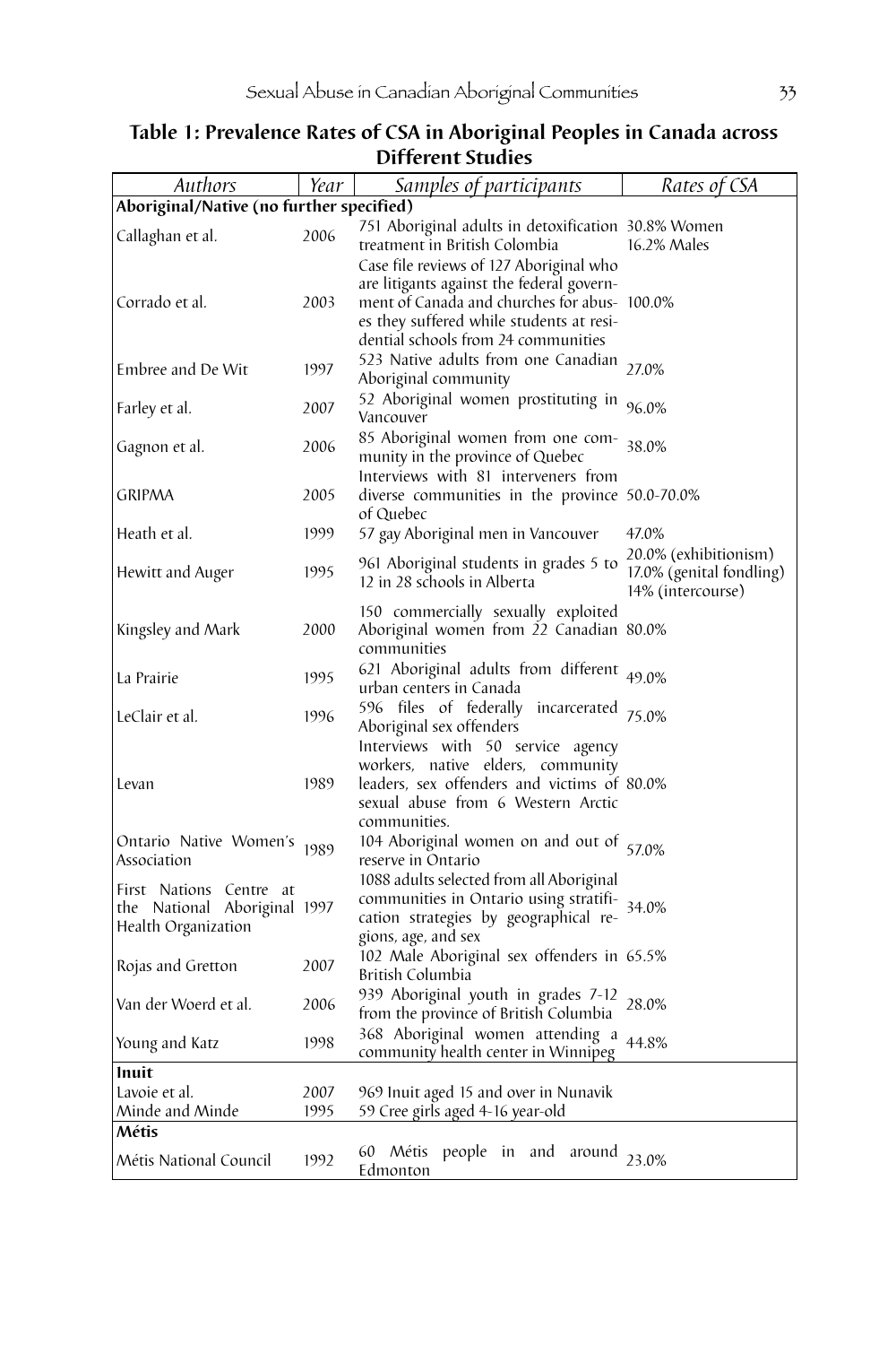**Table 1: Prevalence Rates of CSA in Aboriginal Peoples in Canada across Different Studies**

| *Authors* | *Year* | *Samples of participants* | *Rates of CSA* |
|---|---|---|---|
| **Aboriginal/Native (no further specified)** | | | |
| Callaghan et al. | 2006 | 751 Aboriginal adults in detoxification treatment in British Colombia | 30.8% Women<br>16.2% Males |
| Corrado et al. | 2003 | Case file reviews of 127 Aboriginal who are litigants against the federal government of Canada and churches for abuses they suffered while students at residential schools from 24 communities | 100.0% |
| Embree and De Wit | 1997 | 523 Native adults from one Canadian Aboriginal community | 27.0% |
| Farley et al. | 2007 | 52 Aboriginal women prostituting in Vancouver | 96.0% |
| Gagnon et al. | 2006 | 85 Aboriginal women from one community in the province of Quebec | 38.0% |
| GRIPMA | 2005 | Interviews with 81 interveners from diverse communities in the province of Quebec | 50.0-70.0% |
| Heath et al. | 1999 | 57 gay Aboriginal men in Vancouver | 47.0% |
| Hewitt and Auger | 1995 | 961 Aboriginal students in grades 5 to 12 in 28 schools in Alberta | 20.0% (exhibitionism)<br>17.0% (genital fondling)<br>14% (intercourse) |
| Kingsley and Mark | 2000 | 150 commercially sexually exploited Aboriginal women from 22 Canadian communities | 80.0% |
| La Prairie | 1995 | 621 Aboriginal adults from different urban centers in Canada | 49.0% |
| LeClair et al. | 1996 | 596 files of federally incarcerated Aboriginal sex offenders | 75.0% |
| Levan | 1989 | Interviews with 50 service agency workers, native elders, community leaders, sex offenders and victims of sexual abuse from 6 Western Arctic communities. | 80.0% |
| Ontario Native Women's Association | 1989 | 104 Aboriginal women on and out of reserve in Ontario | 57.0% |
| First Nations Centre at the National Aboriginal Health Organization | 1997 | 1088 adults selected from all Aboriginal communities in Ontario using stratification strategies by geographical regions, age, and sex | 34.0% |
| Rojas and Gretton | 2007 | 102 Male Aboriginal sex offenders in British Columbia | 65.5% |
| Van der Woerd et al. | 2006 | 939 Aboriginal youth in grades 7-12 from the province of British Columbia | 28.0% |
| Young and Katz | 1998 | 368 Aboriginal women attending a community health center in Winnipeg | 44.8% |
| **Inuit** | | | |
| Lavoie et al. | 2007 | 969 Inuit aged 15 and over in Nunavik | |
| Minde and Minde | 1995 | 59 Cree girls aged 4-16 year-old | |
| **Métis** | | | |
| Métis National Council | 1992 | 60 Métis people in and around Edmonton | 23.0% |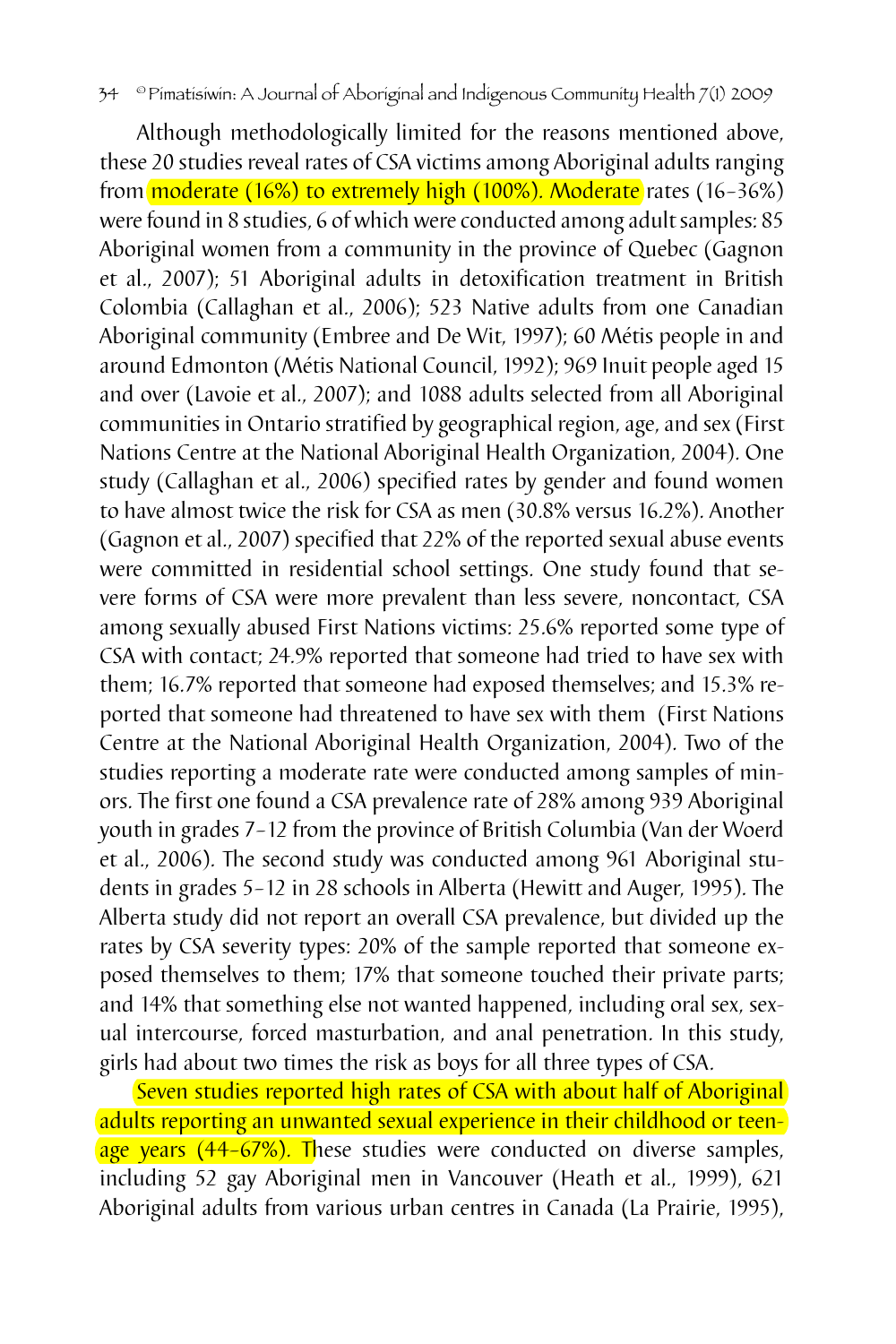Although methodologically limited for the reasons mentioned above, these 20 studies reveal rates of CSA victims among Aboriginal adults ranging from moderate (16%) to extremely high (100%). Moderate rates (16–36%) were found in 8 studies, 6 of which were conducted among adult samples: 85 Aboriginal women from a community in the province of Quebec (Gagnon et al., 2007); 51 Aboriginal adults in detoxification treatment in British Colombia (Callaghan et al., 2006); 523 Native adults from one Canadian Aboriginal community (Embree and De Wit, 1997); 60 Métis people in and around Edmonton (Métis National Council, 1992); 969 Inuit people aged 15 and over (Lavoie et al., 2007); and 1088 adults selected from all Aboriginal communities in Ontario stratified by geographical region, age, and sex (First Nations Centre at the National Aboriginal Health Organization, 2004). One study (Callaghan et al., 2006) specified rates by gender and found women to have almost twice the risk for CSA as men (30.8% versus 16.2%). Another (Gagnon et al., 2007) specified that 22% of the reported sexual abuse events were committed in residential school settings. One study found that severe forms of CSA were more prevalent than less severe, noncontact, CSA among sexually abused First Nations victims: 25.6% reported some type of CSA with contact; 24.9% reported that someone had tried to have sex with them; 16.7% reported that someone had exposed themselves; and 15.3% reported that someone had threatened to have sex with them (First Nations Centre at the National Aboriginal Health Organization, 2004). Two of the studies reporting a moderate rate were conducted among samples of minors. The first one found a CSA prevalence rate of 28% among 939 Aboriginal youth in grades 7–12 from the province of British Columbia (Van der Woerd et al., 2006). The second study was conducted among 961 Aboriginal students in grades 5–12 in 28 schools in Alberta (Hewitt and Auger, 1995). The Alberta study did not report an overall CSA prevalence, but divided up the rates by CSA severity types: 20% of the sample reported that someone exposed themselves to them; 17% that someone touched their private parts; and 14% that something else not wanted happened, including oral sex, sexual intercourse, forced masturbation, and anal penetration. In this study, girls had about two times the risk as boys for all three types of CSA.

Seven studies reported high rates of CSA with about half of Aboriginal adults reporting an unwanted sexual experience in their childhood or teenage years (44–67%). These studies were conducted on diverse samples, including 52 gay Aboriginal men in Vancouver (Heath et al., 1999), 621 Aboriginal adults from various urban centres in Canada (La Prairie, 1995),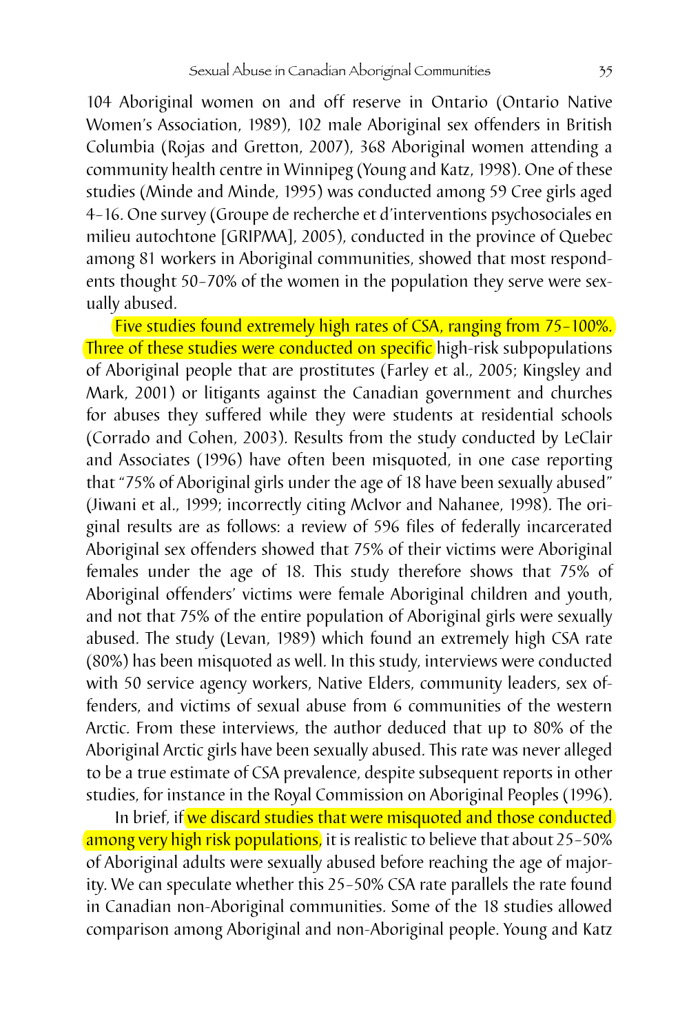104 Aboriginal women on and off reserve in Ontario (Ontario Native Women's Association, 1989), 102 male Aboriginal sex offenders in British Columbia (Rojas and Gretton, 2007), 368 Aboriginal women attending a community health centre in Winnipeg (Young and Katz, 1998). One of these studies (Minde and Minde, 1995) was conducted among 59 Cree girls aged 4–16. One survey (Groupe de recherche et d'interventions psychosociales en milieu autochtone [GRIPMA], 2005), conducted in the province of Quebec among 81 workers in Aboriginal communities, showed that most respondents thought 50–70% of the women in the population they serve were sexually abused.

Five studies found extremely high rates of CSA, ranging from 75–100%. Three of these studies were conducted on specific high-risk subpopulations of Aboriginal people that are prostitutes (Farley et al., 2005; Kingsley and Mark, 2001) or litigants against the Canadian government and churches for abuses they suffered while they were students at residential schools (Corrado and Cohen, 2003). Results from the study conducted by LeClair and Associates (1996) have often been misquoted, in one case reporting that "75% of Aboriginal girls under the age of 18 have been sexually abused" (Jiwani et al., 1999; incorrectly citing McIvor and Nahanee, 1998). The original results are as follows: a review of 596 files of federally incarcerated Aboriginal sex offenders showed that 75% of their victims were Aboriginal females under the age of 18. This study therefore shows that 75% of Aboriginal offenders' victims were female Aboriginal children and youth, and not that 75% of the entire population of Aboriginal girls were sexually abused. The study (Levan, 1989) which found an extremely high CSA rate (80%) has been misquoted as well. In this study, interviews were conducted with 50 service agency workers, Native Elders, community leaders, sex offenders, and victims of sexual abuse from 6 communities of the western Arctic. From these interviews, the author deduced that up to 80% of the Aboriginal Arctic girls have been sexually abused. This rate was never alleged to be a true estimate of CSA prevalence, despite subsequent reports in other studies, for instance in the Royal Commission on Aboriginal Peoples (1996).

In brief, if we discard studies that were misquoted and those conducted among very high risk populations, it is realistic to believe that about 25–50% of Aboriginal adults were sexually abused before reaching the age of majority. We can speculate whether this 25–50% CSA rate parallels the rate found in Canadian non-Aboriginal communities. Some of the 18 studies allowed comparison among Aboriginal and non-Aboriginal people. Young and Katz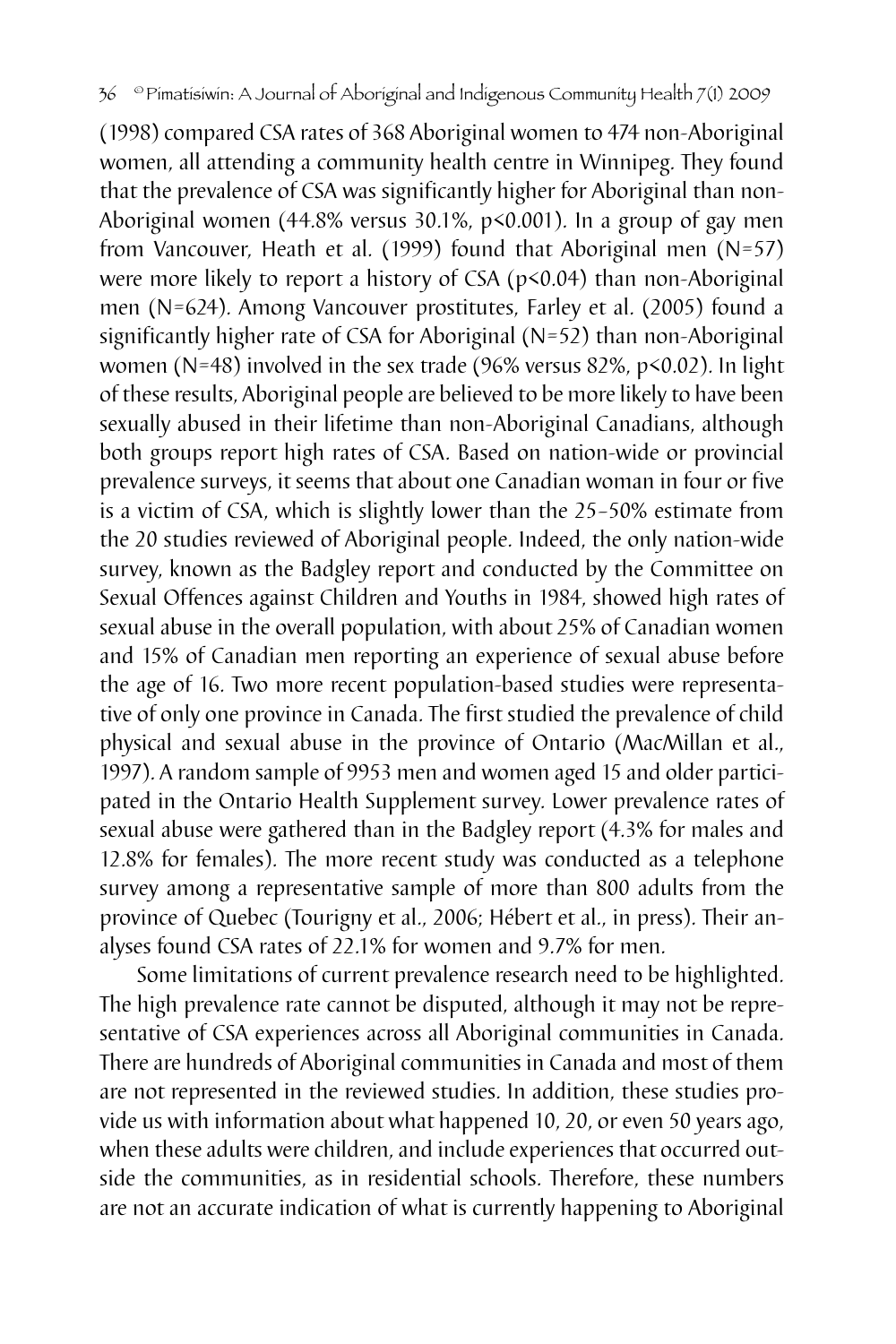(1998) compared CSA rates of 368 Aboriginal women to 474 non-Aboriginal women, all attending a community health centre in Winnipeg. They found that the prevalence of CSA was significantly higher for Aboriginal than non-Aboriginal women (44.8% versus 30.1%, $p<0.001$). In a group of gay men from Vancouver, Heath et al. (1999) found that Aboriginal men ($N=57$) were more likely to report a history of CSA ($p<0.04$) than non-Aboriginal men ($N=624$). Among Vancouver prostitutes, Farley et al. (2005) found a significantly higher rate of CSA for Aboriginal ($N=52$) than non-Aboriginal women ($N=48$) involved in the sex trade (96% versus 82%, $p<0.02$). In light of these results, Aboriginal people are believed to be more likely to have been sexually abused in their lifetime than non-Aboriginal Canadians, although both groups report high rates of CSA. Based on nation-wide or provincial prevalence surveys, it seems that about one Canadian woman in four or five is a victim of CSA, which is slightly lower than the 25–50% estimate from the 20 studies reviewed of Aboriginal people. Indeed, the only nation-wide survey, known as the Badgley report and conducted by the Committee on Sexual Offences against Children and Youths in 1984, showed high rates of sexual abuse in the overall population, with about 25% of Canadian women and 15% of Canadian men reporting an experience of sexual abuse before the age of 16. Two more recent population-based studies were representative of only one province in Canada. The first studied the prevalence of child physical and sexual abuse in the province of Ontario (MacMillan et al., 1997). A random sample of 9953 men and women aged 15 and older participated in the Ontario Health Supplement survey. Lower prevalence rates of sexual abuse were gathered than in the Badgley report (4.3% for males and 12.8% for females). The more recent study was conducted as a telephone survey among a representative sample of more than 800 adults from the province of Quebec (Tourigny et al., 2006; Hébert et al., in press). Their analyses found CSA rates of 22.1% for women and 9.7% for men.

Some limitations of current prevalence research need to be highlighted. The high prevalence rate cannot be disputed, although it may not be representative of CSA experiences across all Aboriginal communities in Canada. There are hundreds of Aboriginal communities in Canada and most of them are not represented in the reviewed studies. In addition, these studies provide us with information about what happened 10, 20, or even 50 years ago, when these adults were children, and include experiences that occurred outside the communities, as in residential schools. Therefore, these numbers are not an accurate indication of what is currently happening to Aboriginal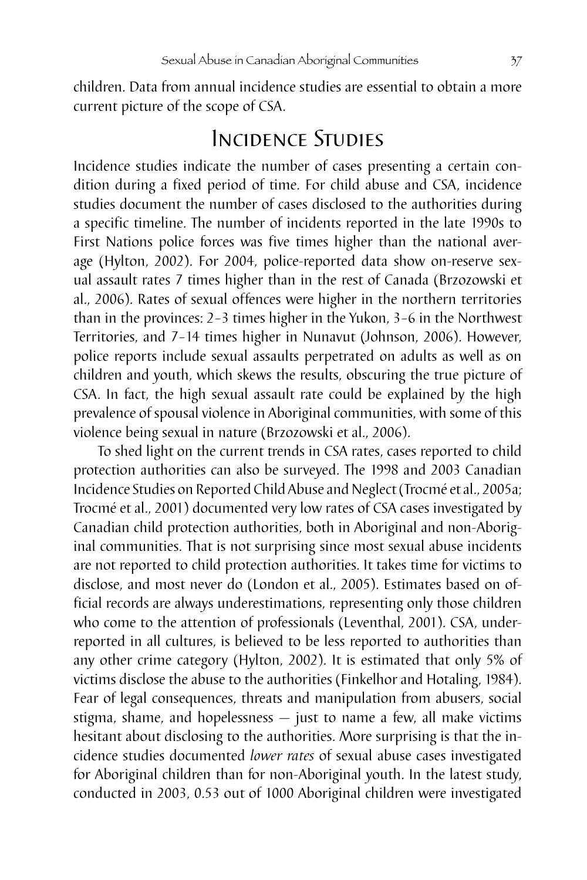children. Data from annual incidence studies are essential to obtain a more current picture of the scope of CSA.

## Incidence Studies

Incidence studies indicate the number of cases presenting a certain condition during a fixed period of time. For child abuse and CSA, incidence studies document the number of cases disclosed to the authorities during a specific timeline. The number of incidents reported in the late 1990s to First Nations police forces was five times higher than the national average (Hylton, 2002). For 2004, police-reported data show on-reserve sexual assault rates 7 times higher than in the rest of Canada (Brzozowski et al., 2006). Rates of sexual offences were higher in the northern territories than in the provinces: 2–3 times higher in the Yukon, 3–6 in the Northwest Territories, and 7–14 times higher in Nunavut (Johnson, 2006). However, police reports include sexual assaults perpetrated on adults as well as on children and youth, which skews the results, obscuring the true picture of CSA. In fact, the high sexual assault rate could be explained by the high prevalence of spousal violence in Aboriginal communities, with some of this violence being sexual in nature (Brzozowski et al., 2006).

To shed light on the current trends in CSA rates, cases reported to child protection authorities can also be surveyed. The 1998 and 2003 Canadian Incidence Studies on Reported Child Abuse and Neglect (Trocmé et al., 2005a; Trocmé et al., 2001) documented very low rates of CSA cases investigated by Canadian child protection authorities, both in Aboriginal and non-Aboriginal communities. That is not surprising since most sexual abuse incidents are not reported to child protection authorities. It takes time for victims to disclose, and most never do (London et al., 2005). Estimates based on official records are always underestimations, representing only those children who come to the attention of professionals (Leventhal, 2001). CSA, underreported in all cultures, is believed to be less reported to authorities than any other crime category (Hylton, 2002). It is estimated that only 5% of victims disclose the abuse to the authorities (Finkelhor and Hotaling, 1984). Fear of legal consequences, threats and manipulation from abusers, social stigma, shame, and hopelessness — just to name a few, all make victims hesitant about disclosing to the authorities. More surprising is that the incidence studies documented *lower rates* of sexual abuse cases investigated for Aboriginal children than for non-Aboriginal youth. In the latest study, conducted in 2003, 0.53 out of 1000 Aboriginal children were investigated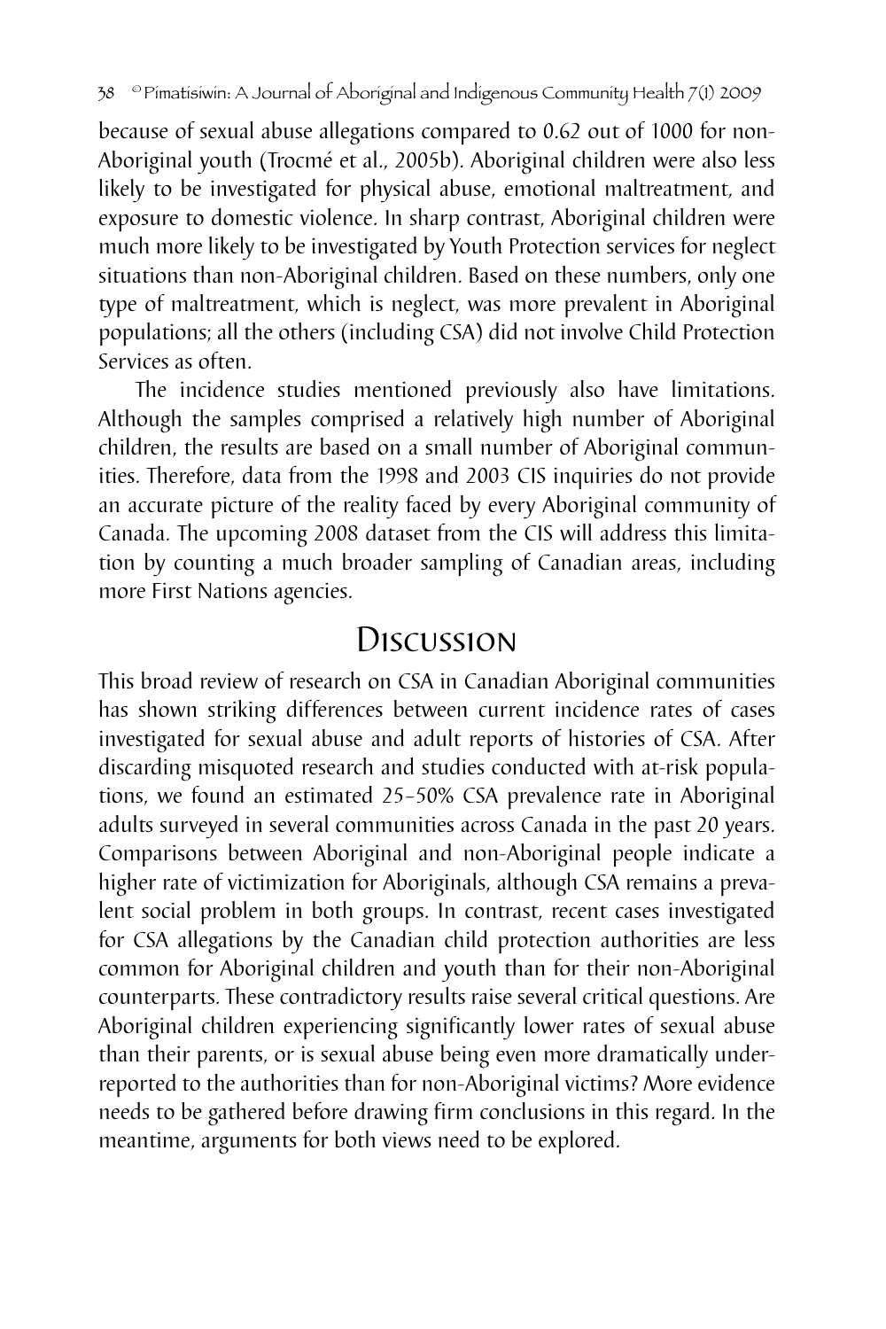because of sexual abuse allegations compared to 0.62 out of 1000 for non-Aboriginal youth (Trocmé et al., 2005b). Aboriginal children were also less likely to be investigated for physical abuse, emotional maltreatment, and exposure to domestic violence. In sharp contrast, Aboriginal children were much more likely to be investigated by Youth Protection services for neglect situations than non-Aboriginal children. Based on these numbers, only one type of maltreatment, which is neglect, was more prevalent in Aboriginal populations; all the others (including CSA) did not involve Child Protection Services as often.

The incidence studies mentioned previously also have limitations. Although the samples comprised a relatively high number of Aboriginal children, the results are based on a small number of Aboriginal communities. Therefore, data from the 1998 and 2003 CIS inquiries do not provide an accurate picture of the reality faced by every Aboriginal community of Canada. The upcoming 2008 dataset from the CIS will address this limitation by counting a much broader sampling of Canadian areas, including more First Nations agencies.

## Discussion

This broad review of research on CSA in Canadian Aboriginal communities has shown striking differences between current incidence rates of cases investigated for sexual abuse and adult reports of histories of CSA. After discarding misquoted research and studies conducted with at-risk populations, we found an estimated 25–50% CSA prevalence rate in Aboriginal adults surveyed in several communities across Canada in the past 20 years. Comparisons between Aboriginal and non-Aboriginal people indicate a higher rate of victimization for Aboriginals, although CSA remains a prevalent social problem in both groups. In contrast, recent cases investigated for CSA allegations by the Canadian child protection authorities are less common for Aboriginal children and youth than for their non-Aboriginal counterparts. These contradictory results raise several critical questions. Are Aboriginal children experiencing significantly lower rates of sexual abuse than their parents, or is sexual abuse being even more dramatically underreported to the authorities than for non-Aboriginal victims? More evidence needs to be gathered before drawing firm conclusions in this regard. In the meantime, arguments for both views need to be explored.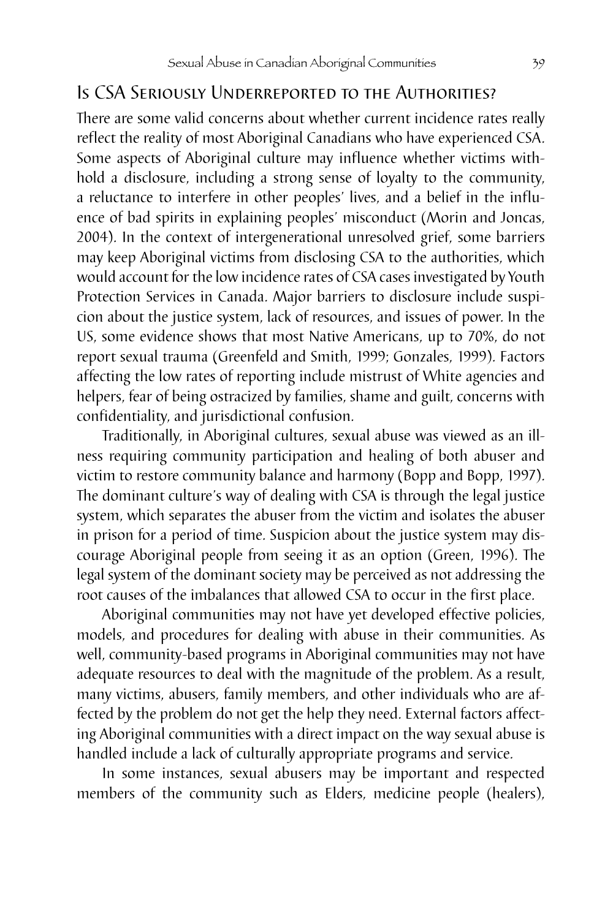## Is CSA Seriously Underreported to the Authorities?

There are some valid concerns about whether current incidence rates really reflect the reality of most Aboriginal Canadians who have experienced CSA. Some aspects of Aboriginal culture may influence whether victims withhold a disclosure, including a strong sense of loyalty to the community, a reluctance to interfere in other peoples' lives, and a belief in the influence of bad spirits in explaining peoples' misconduct (Morin and Joncas, 2004). In the context of intergenerational unresolved grief, some barriers may keep Aboriginal victims from disclosing CSA to the authorities, which would account for the low incidence rates of CSA cases investigated by Youth Protection Services in Canada. Major barriers to disclosure include suspicion about the justice system, lack of resources, and issues of power. In the US, some evidence shows that most Native Americans, up to 70%, do not report sexual trauma (Greenfeld and Smith, 1999; Gonzales, 1999). Factors affecting the low rates of reporting include mistrust of White agencies and helpers, fear of being ostracized by families, shame and guilt, concerns with confidentiality, and jurisdictional confusion.

Traditionally, in Aboriginal cultures, sexual abuse was viewed as an illness requiring community participation and healing of both abuser and victim to restore community balance and harmony (Bopp and Bopp, 1997). The dominant culture's way of dealing with CSA is through the legal justice system, which separates the abuser from the victim and isolates the abuser in prison for a period of time. Suspicion about the justice system may discourage Aboriginal people from seeing it as an option (Green, 1996). The legal system of the dominant society may be perceived as not addressing the root causes of the imbalances that allowed CSA to occur in the first place.

Aboriginal communities may not have yet developed effective policies, models, and procedures for dealing with abuse in their communities. As well, community-based programs in Aboriginal communities may not have adequate resources to deal with the magnitude of the problem. As a result, many victims, abusers, family members, and other individuals who are affected by the problem do not get the help they need. External factors affecting Aboriginal communities with a direct impact on the way sexual abuse is handled include a lack of culturally appropriate programs and service.

In some instances, sexual abusers may be important and respected members of the community such as Elders, medicine people (healers),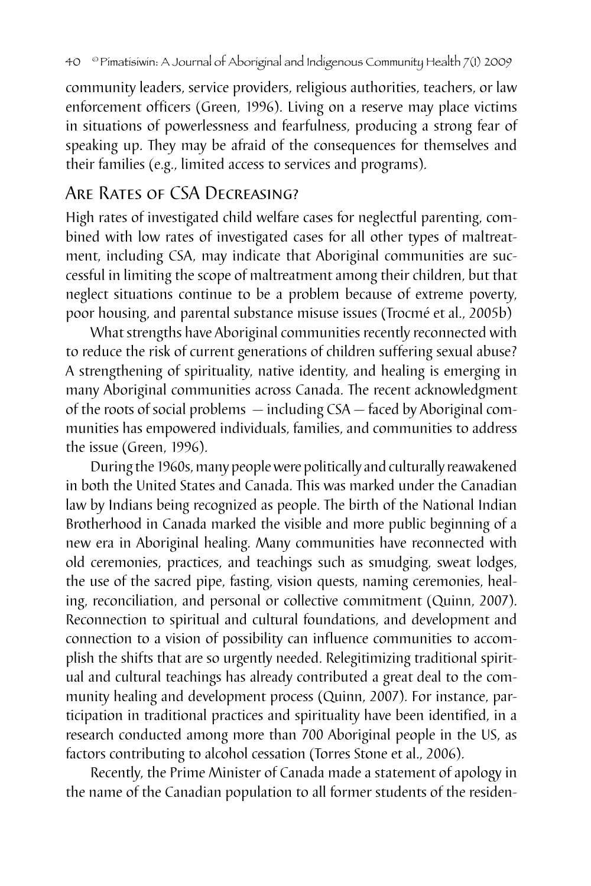community leaders, service providers, religious authorities, teachers, or law enforcement officers (Green, 1996). Living on a reserve may place victims in situations of powerlessness and fearfulness, producing a strong fear of speaking up. They may be afraid of the consequences for themselves and their families (e.g., limited access to services and programs).

## Are Rates of CSA Decreasing?

High rates of investigated child welfare cases for neglectful parenting, combined with low rates of investigated cases for all other types of maltreatment, including CSA, may indicate that Aboriginal communities are successful in limiting the scope of maltreatment among their children, but that neglect situations continue to be a problem because of extreme poverty, poor housing, and parental substance misuse issues (Trocmé et al., 2005b)

What strengths have Aboriginal communities recently reconnected with to reduce the risk of current generations of children suffering sexual abuse? A strengthening of spirituality, native identity, and healing is emerging in many Aboriginal communities across Canada. The recent acknowledgment of the roots of social problems — including CSA — faced by Aboriginal communities has empowered individuals, families, and communities to address the issue (Green, 1996).

During the 1960s, many people were politically and culturally reawakened in both the United States and Canada. This was marked under the Canadian law by Indians being recognized as people. The birth of the National Indian Brotherhood in Canada marked the visible and more public beginning of a new era in Aboriginal healing. Many communities have reconnected with old ceremonies, practices, and teachings such as smudging, sweat lodges, the use of the sacred pipe, fasting, vision quests, naming ceremonies, healing, reconciliation, and personal or collective commitment (Quinn, 2007). Reconnection to spiritual and cultural foundations, and development and connection to a vision of possibility can influence communities to accomplish the shifts that are so urgently needed. Relegitimizing traditional spiritual and cultural teachings has already contributed a great deal to the community healing and development process (Quinn, 2007). For instance, participation in traditional practices and spirituality have been identified, in a research conducted among more than 700 Aboriginal people in the US, as factors contributing to alcohol cessation (Torres Stone et al., 2006).

Recently, the Prime Minister of Canada made a statement of apology in the name of the Canadian population to all former students of the residen-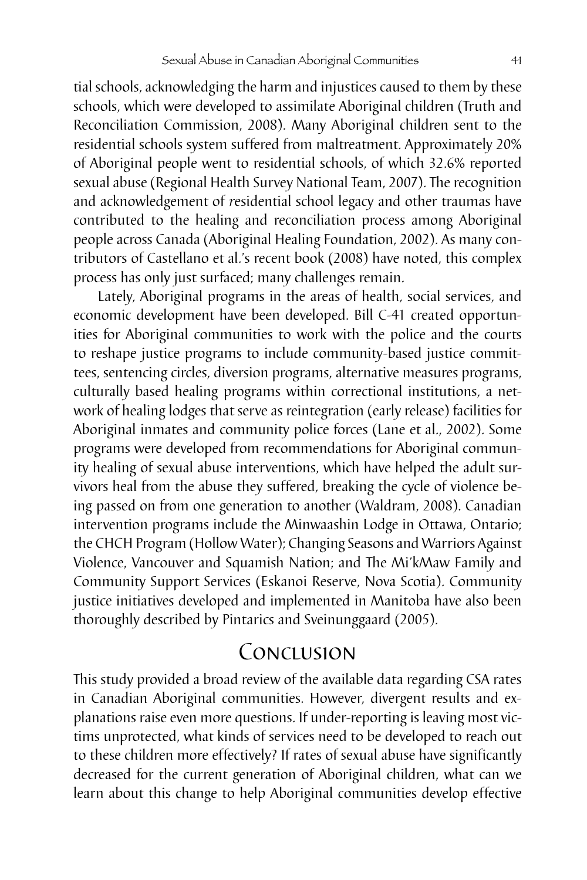tial schools, acknowledging the harm and injustices caused to them by these schools, which were developed to assimilate Aboriginal children (Truth and Reconciliation Commission, 2008). Many Aboriginal children sent to the residential schools system suffered from maltreatment. Approximately 20% of Aboriginal people went to residential schools, of which 32.6% reported sexual abuse (Regional Health Survey National Team, 2007). The recognition and acknowledgement of residential school legacy and other traumas have contributed to the healing and reconciliation process among Aboriginal people across Canada (Aboriginal Healing Foundation, 2002). As many contributors of Castellano et al.'s recent book (2008) have noted, this complex process has only just surfaced; many challenges remain.

Lately, Aboriginal programs in the areas of health, social services, and economic development have been developed. Bill C-41 created opportunities for Aboriginal communities to work with the police and the courts to reshape justice programs to include community-based justice committees, sentencing circles, diversion programs, alternative measures programs, culturally based healing programs within correctional institutions, a network of healing lodges that serve as reintegration (early release) facilities for Aboriginal inmates and community police forces (Lane et al., 2002). Some programs were developed from recommendations for Aboriginal community healing of sexual abuse interventions, which have helped the adult survivors heal from the abuse they suffered, breaking the cycle of violence being passed on from one generation to another (Waldram, 2008). Canadian intervention programs include the Minwaashin Lodge in Ottawa, Ontario; the CHCH Program (Hollow Water); Changing Seasons and Warriors Against Violence, Vancouver and Squamish Nation; and The Mi'kMaw Family and Community Support Services (Eskanoi Reserve, Nova Scotia). Community justice initiatives developed and implemented in Manitoba have also been thoroughly described by Pintarics and Sveinunggaard (2005).

## Conclusion

This study provided a broad review of the available data regarding CSA rates in Canadian Aboriginal communities. However, divergent results and explanations raise even more questions. If under-reporting is leaving most victims unprotected, what kinds of services need to be developed to reach out to these children more effectively? If rates of sexual abuse have significantly decreased for the current generation of Aboriginal children, what can we learn about this change to help Aboriginal communities develop effective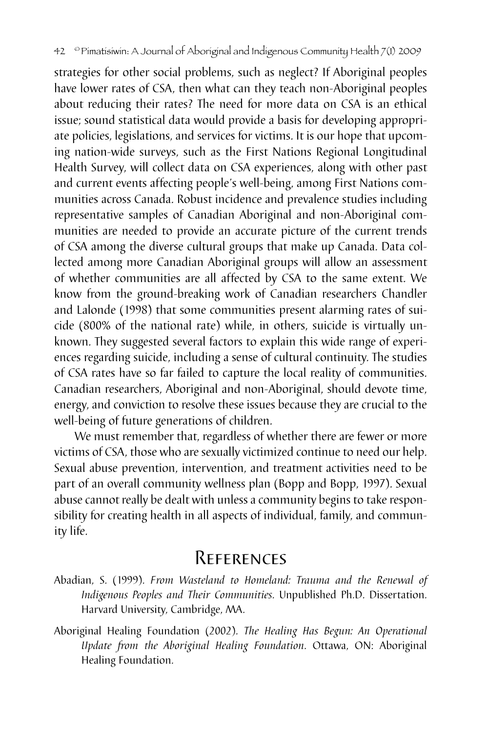strategies for other social problems, such as neglect? If Aboriginal peoples have lower rates of CSA, then what can they teach non-Aboriginal peoples about reducing their rates? The need for more data on CSA is an ethical issue; sound statistical data would provide a basis for developing appropriate policies, legislations, and services for victims. It is our hope that upcoming nation-wide surveys, such as the First Nations Regional Longitudinal Health Survey, will collect data on CSA experiences, along with other past and current events affecting people's well-being, among First Nations communities across Canada. Robust incidence and prevalence studies including representative samples of Canadian Aboriginal and non-Aboriginal communities are needed to provide an accurate picture of the current trends of CSA among the diverse cultural groups that make up Canada. Data collected among more Canadian Aboriginal groups will allow an assessment of whether communities are all affected by CSA to the same extent. We know from the ground-breaking work of Canadian researchers Chandler and Lalonde (1998) that some communities present alarming rates of suicide (800% of the national rate) while, in others, suicide is virtually unknown. They suggested several factors to explain this wide range of experiences regarding suicide, including a sense of cultural continuity. The studies of CSA rates have so far failed to capture the local reality of communities. Canadian researchers, Aboriginal and non-Aboriginal, should devote time, energy, and conviction to resolve these issues because they are crucial to the well-being of future generations of children.

We must remember that, regardless of whether there are fewer or more victims of CSA, those who are sexually victimized continue to need our help. Sexual abuse prevention, intervention, and treatment activities need to be part of an overall community wellness plan (Bopp and Bopp, 1997). Sexual abuse cannot really be dealt with unless a community begins to take responsibility for creating health in all aspects of individual, family, and community life.

## References

Abadian, S. (1999). *From Wasteland to Homeland: Trauma and the Renewal of Indigenous Peoples and Their Communities.* Unpublished Ph.D. Dissertation. Harvard University, Cambridge, MA.

Aboriginal Healing Foundation (2002). *The Healing Has Begun: An Operational Update from the Aboriginal Healing Foundation.* Ottawa, ON: Aboriginal Healing Foundation.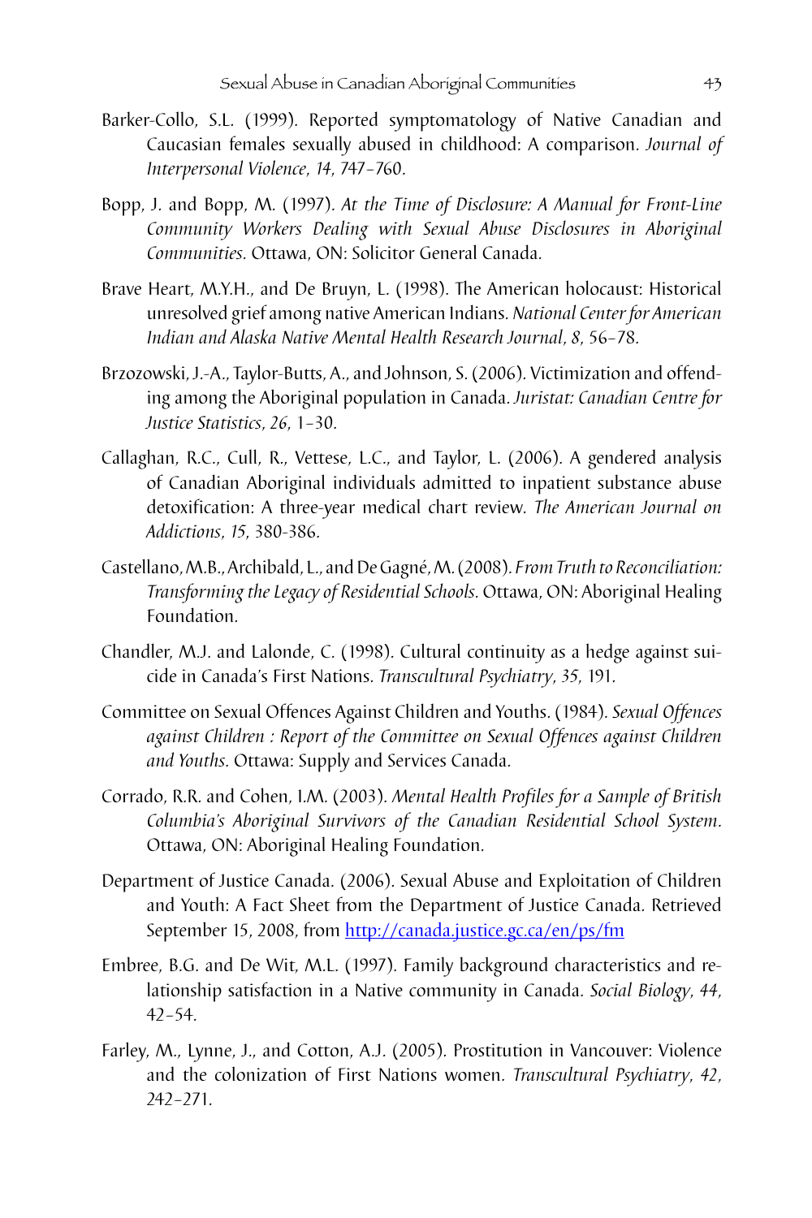Barker-Collo, S.L. (1999). Reported symptomatology of Native Canadian and Caucasian females sexually abused in childhood: A comparison. *Journal of Interpersonal Violence*, *14*, 747–760.

Bopp, J. and Bopp, M. (1997). *At the Time of Disclosure: A Manual for Front-Line Community Workers Dealing with Sexual Abuse Disclosures in Aboriginal Communities.* Ottawa, ON: Solicitor General Canada.

Brave Heart, M.Y.H., and De Bruyn, L. (1998). The American holocaust: Historical unresolved grief among native American Indians. *National Center for American Indian and Alaska Native Mental Health Research Journal*, *8*, 56–78.

Brzozowski, J.-A., Taylor-Butts, A., and Johnson, S. (2006). Victimization and offending among the Aboriginal population in Canada. *Juristat: Canadian Centre for Justice Statistics*, *26*, 1–30.

Callaghan, R.C., Cull, R., Vettese, L.C., and Taylor, L. (2006). A gendered analysis of Canadian Aboriginal individuals admitted to inpatient substance abuse detoxification: A three-year medical chart review. *The American Journal on Addictions*, *15*, 380-386.

Castellano, M.B., Archibald, L., and De Gagné, M. (2008). *From Truth to Reconciliation: Transforming the Legacy of Residential Schools.* Ottawa, ON: Aboriginal Healing Foundation.

Chandler, M.J. and Lalonde, C. (1998). Cultural continuity as a hedge against suicide in Canada's First Nations. *Transcultural Psychiatry*, *35*, 191.

Committee on Sexual Offences Against Children and Youths. (1984). *Sexual Offences against Children : Report of the Committee on Sexual Offences against Children and Youths.* Ottawa: Supply and Services Canada.

Corrado, R.R. and Cohen, I.M. (2003). *Mental Health Profiles for a Sample of British Columbia's Aboriginal Survivors of the Canadian Residential School System.* Ottawa, ON: Aboriginal Healing Foundation.

Department of Justice Canada. (2006). Sexual Abuse and Exploitation of Children and Youth: A Fact Sheet from the Department of Justice Canada. Retrieved September 15, 2008, from http://canada.justice.gc.ca/en/ps/fm

Embree, B.G. and De Wit, M.L. (1997). Family background characteristics and relationship satisfaction in a Native community in Canada. *Social Biology*, *44*, 42–54.

Farley, M., Lynne, J., and Cotton, A.J. (2005). Prostitution in Vancouver: Violence and the colonization of First Nations women. *Transcultural Psychiatry*, *42*, 242–271.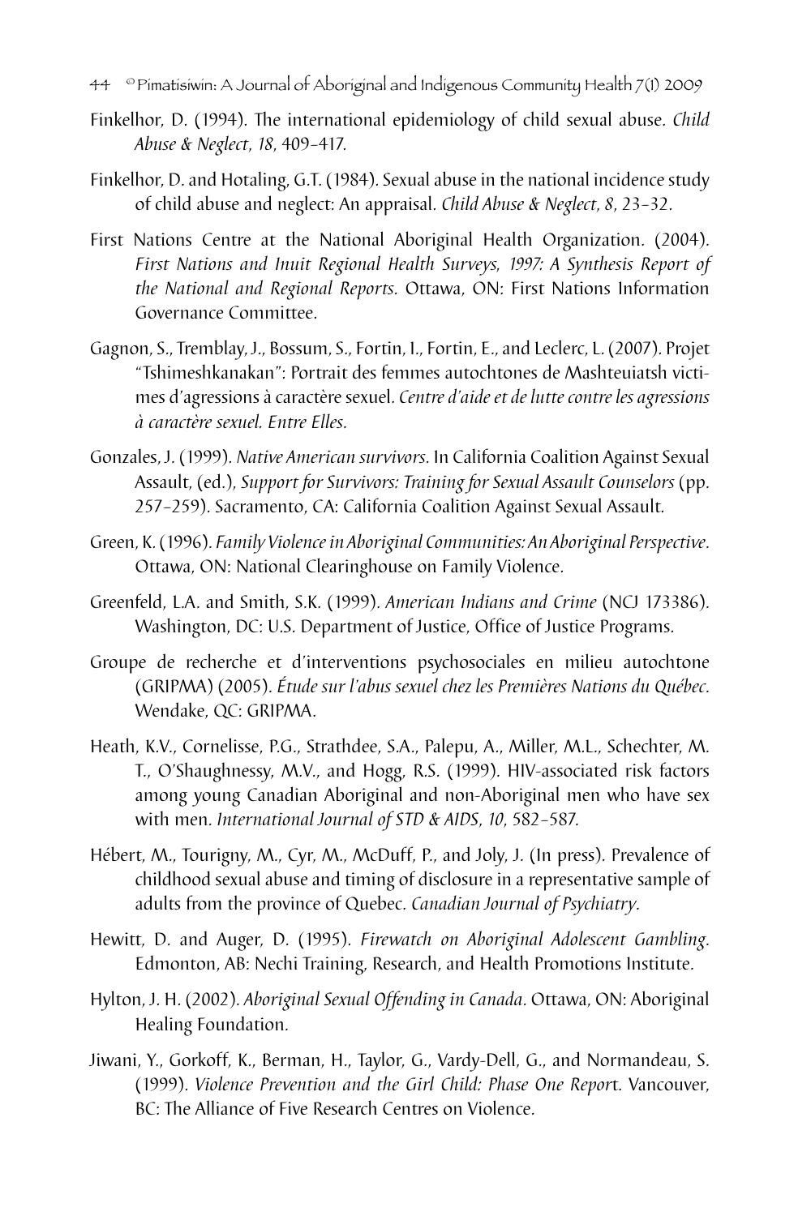Finkelhor, D. (1994). The international epidemiology of child sexual abuse. *Child Abuse & Neglect*, *18*, 409–417.

Finkelhor, D. and Hotaling, G.T. (1984). Sexual abuse in the national incidence study of child abuse and neglect: An appraisal. *Child Abuse & Neglect, 8*, 23–32.

First Nations Centre at the National Aboriginal Health Organization. (2004). *First Nations and Inuit Regional Health Surveys, 1997: A Synthesis Report of the National and Regional Reports.* Ottawa, ON: First Nations Information Governance Committee.

Gagnon, S., Tremblay, J., Bossum, S., Fortin, I., Fortin, E., and Leclerc, L. (2007). Projet "Tshimeshkanakan": Portrait des femmes autochtones de Mashteuiatsh victimes d'agressions à caractère sexuel. *Centre d'aide et de lutte contre les agressions à caractère sexuel. Entre Elles.*

Gonzales, J. (1999). *Native American survivors.* In California Coalition Against Sexual Assault, (ed.), *Support for Survivors: Training for Sexual Assault Counselors* (pp. 257–259). Sacramento, CA: California Coalition Against Sexual Assault.

Green, K. (1996). *Family Violence in Aboriginal Communities: An Aboriginal Perspective.* Ottawa, ON: National Clearinghouse on Family Violence.

Greenfeld, L.A. and Smith, S.K. (1999). *American Indians and Crime* (NCJ 173386). Washington, DC: U.S. Department of Justice, Office of Justice Programs.

Groupe de recherche et d'interventions psychosociales en milieu autochtone (GRIPMA) (2005). *Étude sur l'abus sexuel chez les Premières Nations du Québec.* Wendake, QC: GRIPMA.

Heath, K.V., Cornelisse, P.G., Strathdee, S.A., Palepu, A., Miller, M.L., Schechter, M. T., O'Shaughnessy, M.V., and Hogg, R.S. (1999). HIV-associated risk factors among young Canadian Aboriginal and non-Aboriginal men who have sex with men. *International Journal of STD & AIDS, 10*, 582–587.

Hébert, M., Tourigny, M., Cyr, M., McDuff, P., and Joly, J. (In press). Prevalence of childhood sexual abuse and timing of disclosure in a representative sample of adults from the province of Quebec. *Canadian Journal of Psychiatry.*

Hewitt, D. and Auger, D. (1995). *Firewatch on Aboriginal Adolescent Gambling.* Edmonton, AB: Nechi Training, Research, and Health Promotions Institute.

Hylton, J. H. (2002). *Aboriginal Sexual Offending in Canada.* Ottawa, ON: Aboriginal Healing Foundation.

Jiwani, Y., Gorkoff, K., Berman, H., Taylor, G., Vardy-Dell, G., and Normandeau, S. (1999). *Violence Prevention and the Girl Child: Phase One Report.* Vancouver, BC: The Alliance of Five Research Centres on Violence.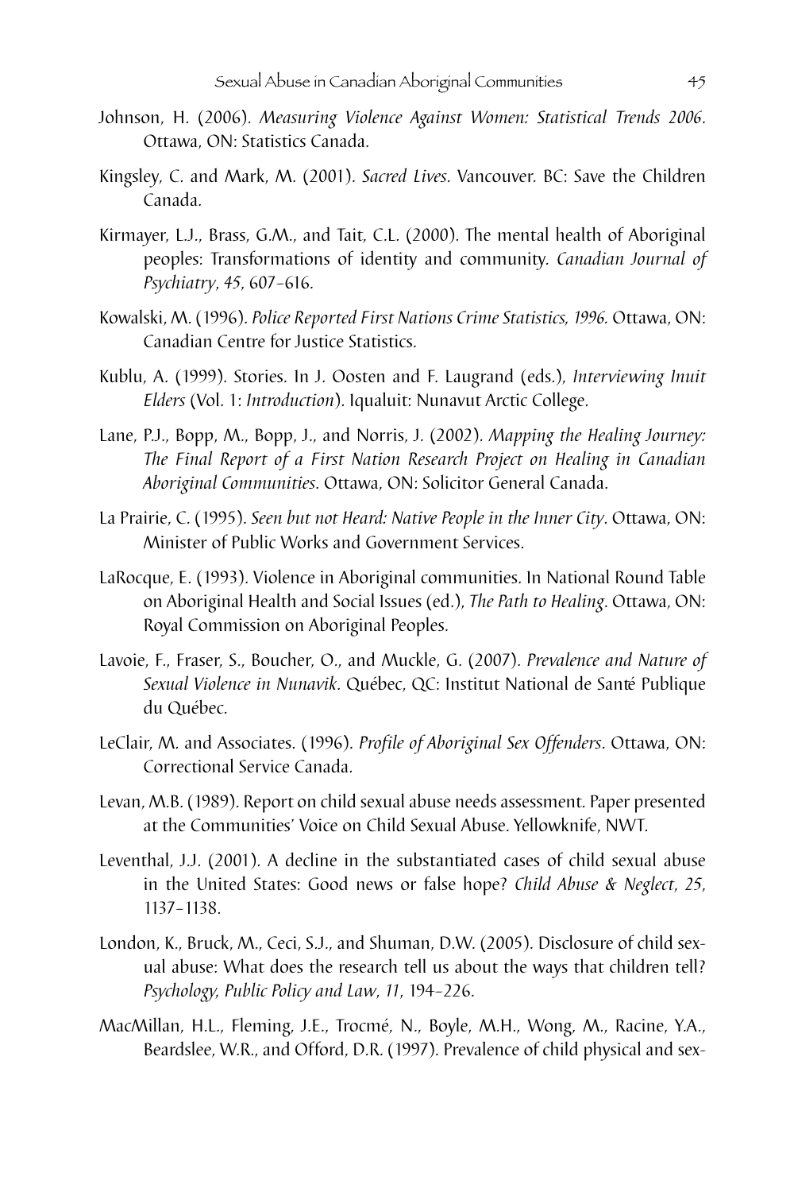Johnson, H. (2006). *Measuring Violence Against Women: Statistical Trends 2006.* Ottawa, ON: Statistics Canada.

Kingsley, C. and Mark, M. (2001). *Sacred Lives.* Vancouver. BC: Save the Children Canada.

Kirmayer, L.J., Brass, G.M., and Tait, C.L. (2000). The mental health of Aboriginal peoples: Transformations of identity and community. *Canadian Journal of Psychiatry*, *45*, 607–616.

Kowalski, M. (1996). *Police Reported First Nations Crime Statistics, 1996.* Ottawa, ON: Canadian Centre for Justice Statistics.

Kublu, A. (1999). Stories. In J. Oosten and F. Laugrand (eds.), *Interviewing Inuit Elders* (Vol. 1: *Introduction*). Iqualuit: Nunavut Arctic College.

Lane, P.J., Bopp, M., Bopp, J., and Norris, J. (2002). *Mapping the Healing Journey: The Final Report of a First Nation Research Project on Healing in Canadian Aboriginal Communities.* Ottawa, ON: Solicitor General Canada.

La Prairie, C. (1995). *Seen but not Heard: Native People in the Inner City.* Ottawa, ON: Minister of Public Works and Government Services.

LaRocque, E. (1993). Violence in Aboriginal communities. In National Round Table on Aboriginal Health and Social Issues (ed.), *The Path to Healing.* Ottawa, ON: Royal Commission on Aboriginal Peoples.

Lavoie, F., Fraser, S., Boucher, O., and Muckle, G. (2007). *Prevalence and Nature of Sexual Violence in Nunavik.* Québec, QC: Institut National de Santé Publique du Québec.

LeClair, M. and Associates. (1996). *Profile of Aboriginal Sex Offenders.* Ottawa, ON: Correctional Service Canada.

Levan, M.B. (1989). Report on child sexual abuse needs assessment. Paper presented at the Communities' Voice on Child Sexual Abuse. Yellowknife, NWT.

Leventhal, J.J. (2001). A decline in the substantiated cases of child sexual abuse in the United States: Good news or false hope? *Child Abuse & Neglect*, *25*, 1137–1138.

London, K., Bruck, M., Ceci, S.J., and Shuman, D.W. (2005). Disclosure of child sexual abuse: What does the research tell us about the ways that children tell? *Psychology, Public Policy and Law*, *11*, 194–226.

MacMillan, H.L., Fleming, J.E., Trocmé, N., Boyle, M.H., Wong, M., Racine, Y.A., Beardslee, W.R., and Offord, D.R. (1997). Prevalence of child physical and sex-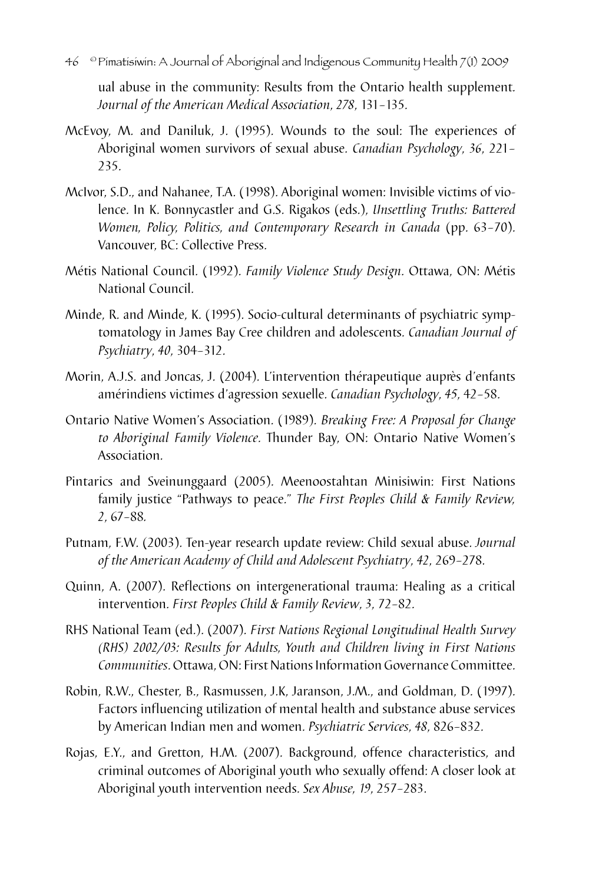ual abuse in the community: Results from the Ontario health supplement. *Journal of the American Medical Association*, *278*, 131–135.

McEvoy, M. and Daniluk, J. (1995). Wounds to the soul: The experiences of Aboriginal women survivors of sexual abuse. *Canadian Psychology*, *36*, 221–235.

McIvor, S.D., and Nahanee, T.A. (1998). Aboriginal women: Invisible victims of violence. In K. Bonnycastler and G.S. Rigakos (eds.), *Unsettling Truths: Battered Women, Policy, Politics, and Contemporary Research in Canada* (pp. 63–70). Vancouver, BC: Collective Press.

Métis National Council. (1992). *Family Violence Study Design*. Ottawa, ON: Métis National Council.

Minde, R. and Minde, K. (1995). Socio-cultural determinants of psychiatric symptomatology in James Bay Cree children and adolescents. *Canadian Journal of Psychiatry*, *40*, 304–312.

Morin, A.J.S. and Joncas, J. (2004). L'intervention thérapeutique auprès d'enfants amérindiens victimes d'agression sexuelle. *Canadian Psychology*, *45*, 42–58.

Ontario Native Women's Association. (1989). *Breaking Free: A Proposal for Change to Aboriginal Family Violence*. Thunder Bay, ON: Ontario Native Women's Association.

Pintarics and Sveinunggaard (2005). Meenoostahtan Minisiwin: First Nations family justice "Pathways to peace." *The First Peoples Child & Family Review*, *2*, 67–88.

Putnam, F.W. (2003). Ten-year research update review: Child sexual abuse. *Journal of the American Academy of Child and Adolescent Psychiatry*, *42*, 269–278.

Quinn, A. (2007). Reflections on intergenerational trauma: Healing as a critical intervention. *First Peoples Child & Family Review*, *3*, 72–82.

RHS National Team (ed.). (2007). *First Nations Regional Longitudinal Health Survey (RHS) 2002/03: Results for Adults, Youth and Children living in First Nations Communities*. Ottawa, ON: First Nations Information Governance Committee.

Robin, R.W., Chester, B., Rasmussen, J.K, Jaranson, J.M., and Goldman, D. (1997). Factors influencing utilization of mental health and substance abuse services by American Indian men and women. *Psychiatric Services*, *48*, 826–832.

Rojas, E.Y., and Gretton, H.M. (2007). Background, offence characteristics, and criminal outcomes of Aboriginal youth who sexually offend: A closer look at Aboriginal youth intervention needs. *Sex Abuse*, *19*, 257–283.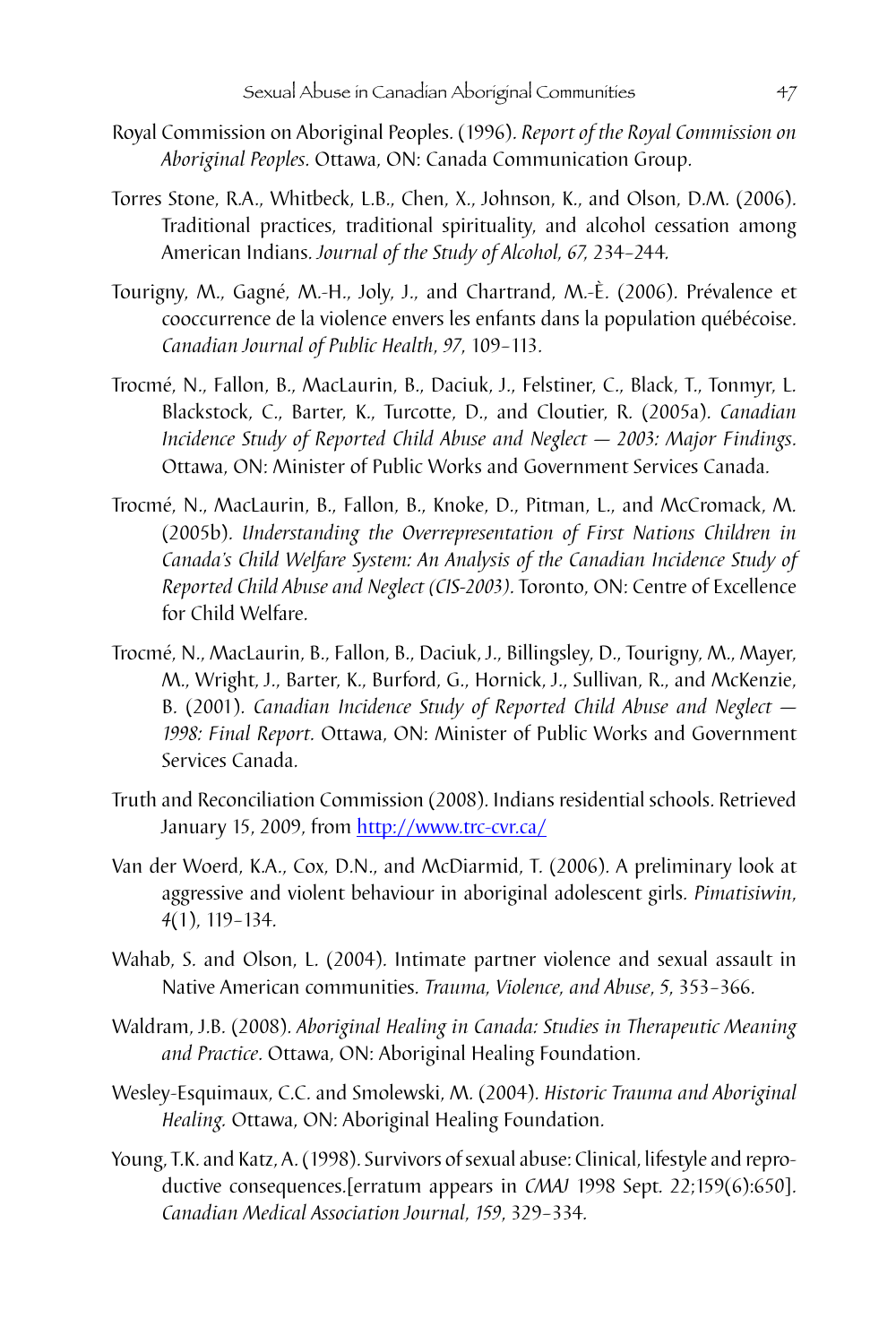Royal Commission on Aboriginal Peoples. (1996). *Report of the Royal Commission on Aboriginal Peoples.* Ottawa, ON: Canada Communication Group.

Torres Stone, R.A., Whitbeck, L.B., Chen, X., Johnson, K., and Olson, D.M. (2006). Traditional practices, traditional spirituality, and alcohol cessation among American Indians. *Journal of the Study of Alcohol, 67,* 234–244.

Tourigny, M., Gagné, M.-H., Joly, J., and Chartrand, M.-È. (2006). Prévalence et cooccurrence de la violence envers les enfants dans la population québécoise. *Canadian Journal of Public Health*, *97*, 109–113.

Trocmé, N., Fallon, B., MacLaurin, B., Daciuk, J., Felstiner, C., Black, T., Tonmyr, L. Blackstock, C., Barter, K., Turcotte, D., and Cloutier, R. (2005a). *Canadian Incidence Study of Reported Child Abuse and Neglect — 2003: Major Findings.* Ottawa, ON: Minister of Public Works and Government Services Canada.

Trocmé, N., MacLaurin, B., Fallon, B., Knoke, D., Pitman, L., and McCromack, M. (2005b). *Understanding the Overrepresentation of First Nations Children in Canada's Child Welfare System: An Analysis of the Canadian Incidence Study of Reported Child Abuse and Neglect (CIS-2003).* Toronto, ON: Centre of Excellence for Child Welfare.

Trocmé, N., MacLaurin, B., Fallon, B., Daciuk, J., Billingsley, D., Tourigny, M., Mayer, M., Wright, J., Barter, K., Burford, G., Hornick, J., Sullivan, R., and McKenzie, B. (2001). *Canadian Incidence Study of Reported Child Abuse and Neglect — 1998: Final Report.* Ottawa, ON: Minister of Public Works and Government Services Canada.

Truth and Reconciliation Commission (2008). Indians residential schools. Retrieved January 15, 2009, from http://www.trc-cvr.ca/

Van der Woerd, K.A., Cox, D.N., and McDiarmid, T. (2006). A preliminary look at aggressive and violent behaviour in aboriginal adolescent girls. *Pimatisiwin*, *4*(1), 119–134.

Wahab, S. and Olson, L. (2004). Intimate partner violence and sexual assault in Native American communities. *Trauma, Violence, and Abuse*, *5*, 353–366.

Waldram, J.B. (2008). *Aboriginal Healing in Canada: Studies in Therapeutic Meaning and Practice.* Ottawa, ON: Aboriginal Healing Foundation.

Wesley-Esquimaux, C.C. and Smolewski, M. (2004). *Historic Trauma and Aboriginal Healing.* Ottawa, ON: Aboriginal Healing Foundation.

Young, T.K. and Katz, A. (1998). Survivors of sexual abuse: Clinical, lifestyle and reproductive consequences.[erratum appears in *CMAJ* 1998 Sept. 22;159(6):650]. *Canadian Medical Association Journal*, *159*, 329–334.